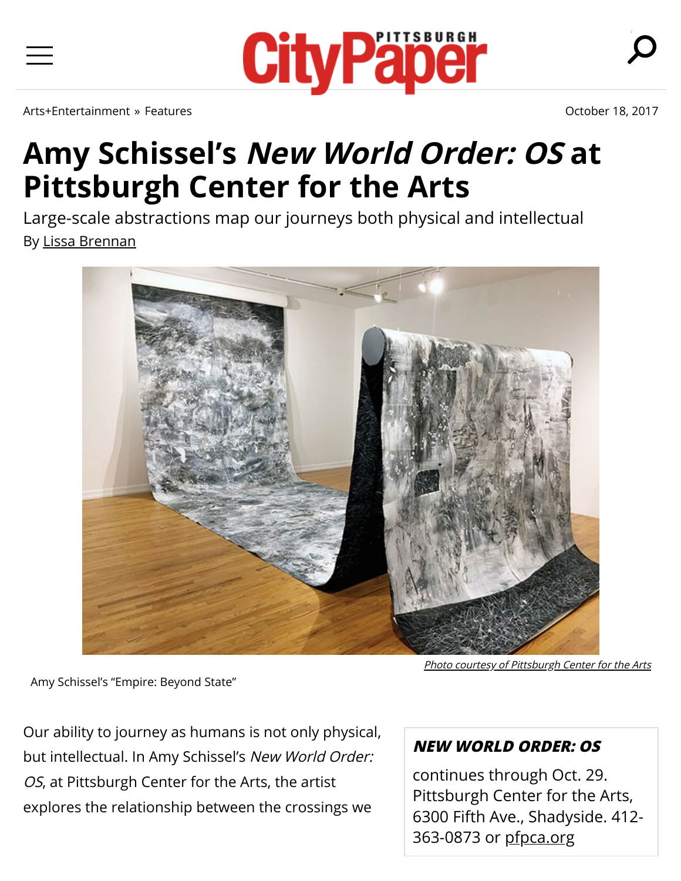Arts+Entertainment » Features

October 18, 2017

# Amy Schissel's *New World Order: OS* at Pittsburgh Center for the Arts

Large-scale abstractions map our journeys both physical and intellectual

By Lissa Brennan

*Photo courtesy of Pittsburgh Center for the Arts*

Amy Schissel's "Empire: Beyond State"

Our ability to journey as humans is not only physical, but intellectual. In Amy Schissel's *New World Order: OS*, at Pittsburgh Center for the Arts, the artist explores the relationship between the crossings we

***NEW WORLD ORDER: OS***

continues through Oct. 29. Pittsburgh Center for the Arts, 6300 Fifth Ave., Shadyside. 412-363-0873 or pfpca.org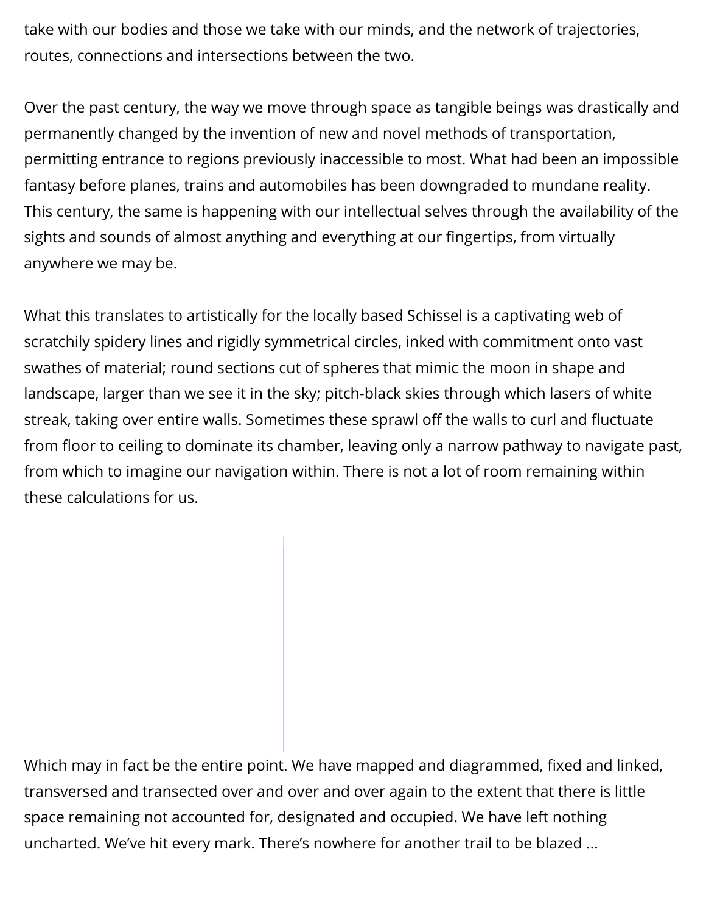take with our bodies and those we take with our minds, and the network of trajectories, routes, connections and intersections between the two.

Over the past century, the way we move through space as tangible beings was drastically and permanently changed by the invention of new and novel methods of transportation, permitting entrance to regions previously inaccessible to most. What had been an impossible fantasy before planes, trains and automobiles has been downgraded to mundane reality. This century, the same is happening with our intellectual selves through the availability of the sights and sounds of almost anything and everything at our fingertips, from virtually anywhere we may be.

What this translates to artistically for the locally based Schissel is a captivating web of scratchily spidery lines and rigidly symmetrical circles, inked with commitment onto vast swathes of material; round sections cut of spheres that mimic the moon in shape and landscape, larger than we see it in the sky; pitch-black skies through which lasers of white streak, taking over entire walls. Sometimes these sprawl off the walls to curl and fluctuate from floor to ceiling to dominate its chamber, leaving only a narrow pathway to navigate past, from which to imagine our navigation within. There is not a lot of room remaining within these calculations for us.

Which may in fact be the entire point. We have mapped and diagrammed, fixed and linked, transversed and transected over and over and over again to the extent that there is little space remaining not accounted for, designated and occupied. We have left nothing uncharted. We've hit every mark. There's nowhere for another trail to be blazed …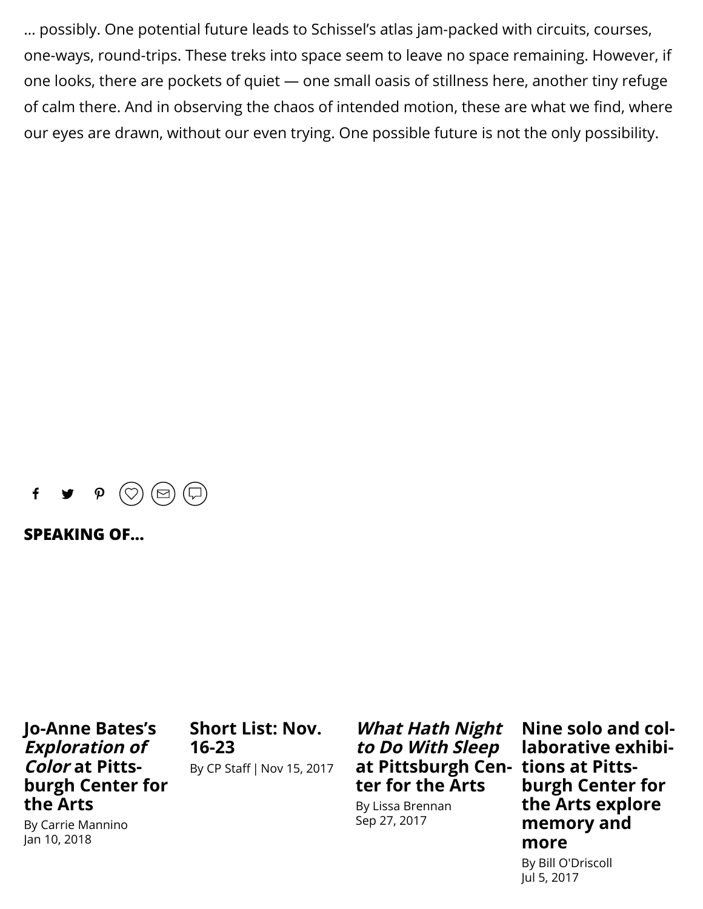… possibly. One potential future leads to Schissel's atlas jam-packed with circuits, courses, one-ways, round-trips. These treks into space seem to leave no space remaining. However, if one looks, there are pockets of quiet — one small oasis of stillness here, another tiny refuge of calm there. And in observing the chaos of intended motion, these are what we find, where our eyes are drawn, without our even trying. One possible future is not the only possibility.

**SPEAKING OF...**

**Jo-Anne Bates's *Exploration of Color* at Pittsburgh Center for the Arts**
By Carrie Mannino
Jan 10, 2018

**Short List: Nov. 16-23**
By CP Staff | Nov 15, 2017

***What Hath Night to Do With Sleep* at Pittsburgh Center for the Arts**
By Lissa Brennan
Sep 27, 2017

**Nine solo and collaborative exhibitions at Pittsburgh Center for the Arts explore memory and more**
By Bill O'Driscoll
Jul 5, 2017